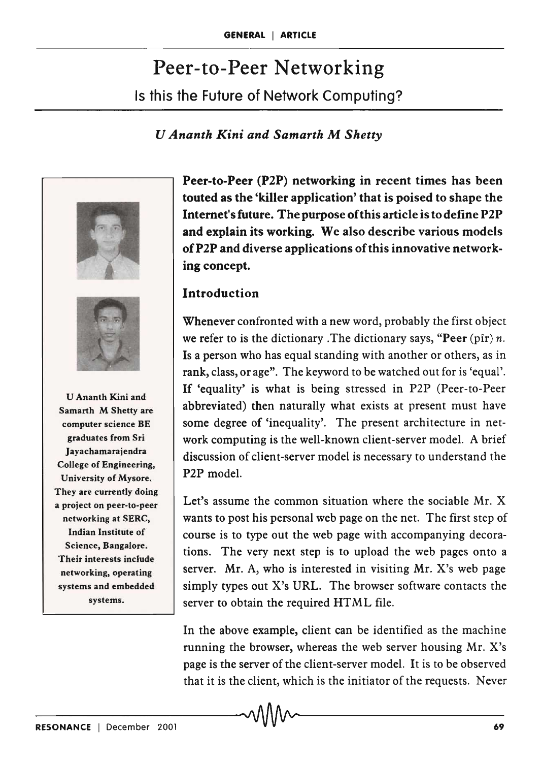# Peer-to-Peer Networking

## Is this the Future of Network Computing?

*U Ananth Kini and Samarth M Shetty*

U Ananth Kini and Samarth M Shetty are computer science BE graduates from Sri Jayachamarajendra College of Engineering, University of Mysore. They are currently doing a project on peer-to-peer networking at SERC, Indian Institute of Science, Bangalore. Their interests include networking, operating systems and embedded systems.

**Peer-to-Peer (P2P) networking in recent times has been touted as the 'killer application' that is poised to shape the Internet's future. The purpose of this article is to define P2P and explain its working. We also describe various models of P2P and diverse applications of this innovative networking concept.**

### Introduction

Whenever confronted with a new word, probably the first object we refer to is the dictionary .The dictionary says, "**Peer** (pîr) *n.* Is a person who has equal standing with another or others, as in rank, class, or age". The keyword to be watched out for is 'equal'. If 'equality' is what is being stressed in P2P (Peer-to-Peer abbreviated) then naturally what exists at present must have some degree of 'inequality'. The present architecture in network computing is the well-known client-server model. A brief discussion of client-server model is necessary to understand the P2P model.

Let's assume the common situation where the sociable Mr. X wants to post his personal web page on the net. The first step of course is to type out the web page with accompanying decorations. The very next step is to upload the web pages onto a server. Mr. A, who is interested in visiting Mr. X's web page simply types out X's URL. The browser software contacts the server to obtain the required HTML file.

In the above example, client can be identified as the machine running the browser, whereas the web server housing Mr. X's page is the server of the client-server model. It is to be observed that it is the client, which is the initiator of the requests. Never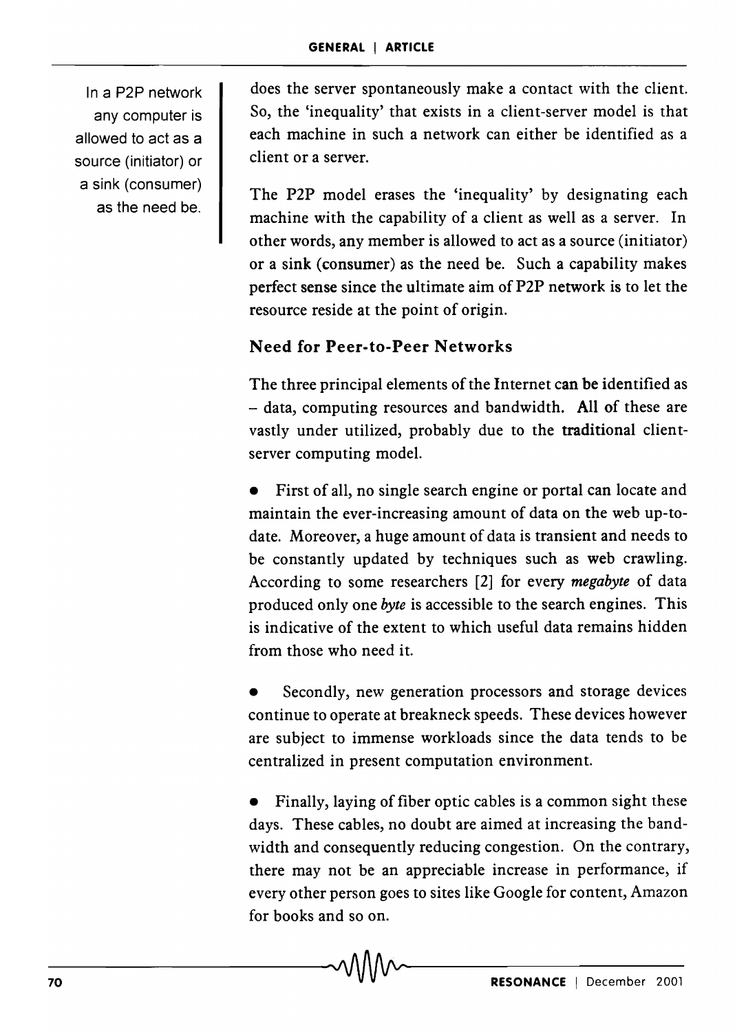does the server spontaneously make a contact with the client. So, the 'inequality' that exists in a client-server model is that each machine in such a network can either be identified as a client or a server.

In a P2P network any computer is allowed to act as a source (initiator) or a sink (consumer) as the need be.

The P2P model erases the 'inequality' by designating each machine with the capability of a client as well as a server. In other words, any member is allowed to act as a source (initiator) or a sink (consumer) as the need be. Such a capability makes perfect sense since the ultimate aim of P2P network is to let the resource reside at the point of origin.

### Need for Peer-to-Peer Networks

The three principal elements of the Internet can be identified as – data, computing resources and bandwidth. All of these are vastly under utilized, probably due to the traditional client-server computing model.

- First of all, no single search engine or portal can locate and maintain the ever-increasing amount of data on the web up-to-date. Moreover, a huge amount of data is transient and needs to be constantly updated by techniques such as web crawling. According to some researchers [2] for every *megabyte* of data produced only one *byte* is accessible to the search engines. This is indicative of the extent to which useful data remains hidden from those who need it.

- Secondly, new generation processors and storage devices continue to operate at breakneck speeds. These devices however are subject to immense workloads since the data tends to be centralized in present computation environment.

- Finally, laying of fiber optic cables is a common sight these days. These cables, no doubt are aimed at increasing the bandwidth and consequently reducing congestion. On the contrary, there may not be an appreciable increase in performance, if every other person goes to sites like Google for content, Amazon for books and so on.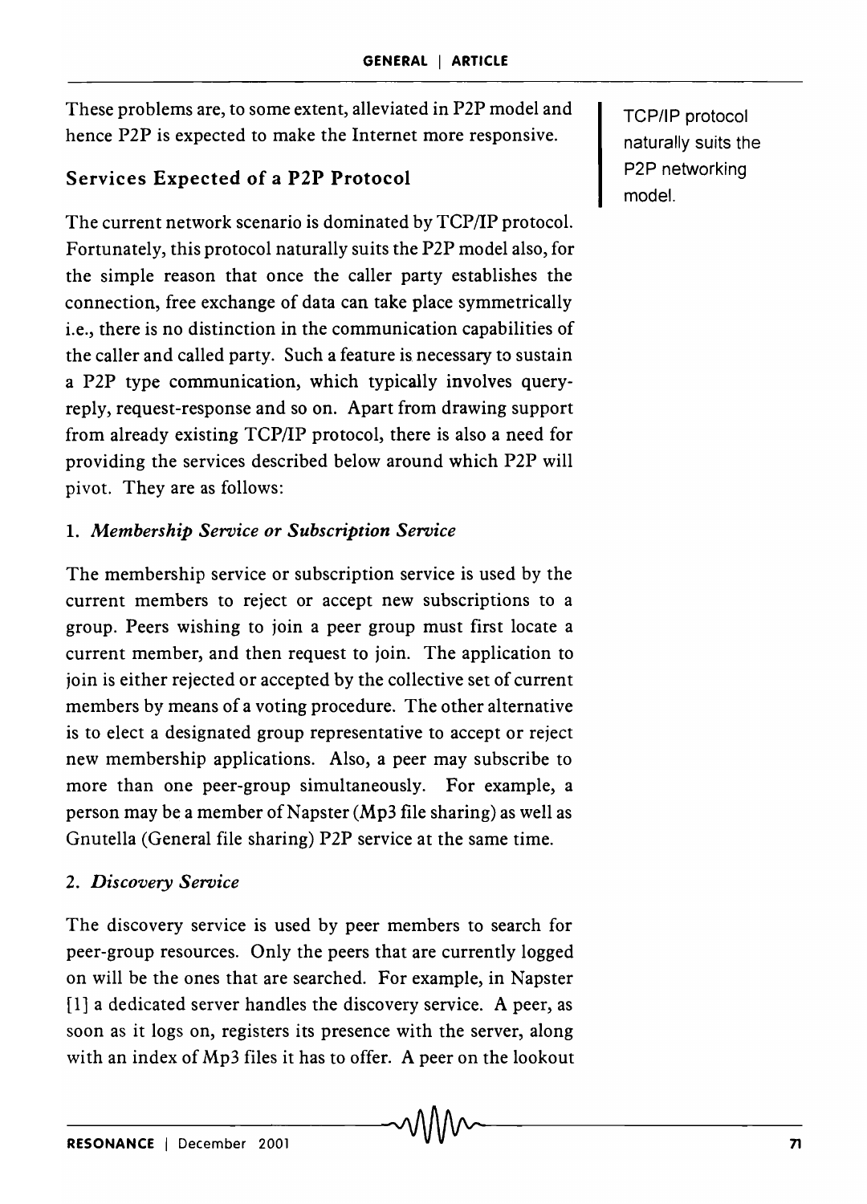These problems are, to some extent, alleviated in P2P model and hence P2P is expected to make the Internet more responsive.

## Services Expected of a P2P Protocol

TCP/IP protocol naturally suits the P2P networking model.

The current network scenario is dominated by TCP/IP protocol. Fortunately, this protocol naturally suits the P2P model also, for the simple reason that once the caller party establishes the connection, free exchange of data can take place symmetrically i.e., there is no distinction in the communication capabilities of the caller and called party. Such a feature is necessary to sustain a P2P type communication, which typically involves query-reply, request-response and so on. Apart from drawing support from already existing TCP/IP protocol, there is also a need for providing the services described below around which P2P will pivot. They are as follows:

### 1. *Membership Service or Subscription Service*

The membership service or subscription service is used by the current members to reject or accept new subscriptions to a group. Peers wishing to join a peer group must first locate a current member, and then request to join. The application to join is either rejected or accepted by the collective set of current members by means of a voting procedure. The other alternative is to elect a designated group representative to accept or reject new membership applications. Also, a peer may subscribe to more than one peer-group simultaneously. For example, a person may be a member of Napster (Mp3 file sharing) as well as Gnutella (General file sharing) P2P service at the same time.

### 2. *Discovery Service*

The discovery service is used by peer members to search for peer-group resources. Only the peers that are currently logged on will be the ones that are searched. For example, in Napster [1] a dedicated server handles the discovery service. A peer, as soon as it logs on, registers its presence with the server, along with an index of Mp3 files it has to offer. A peer on the lookout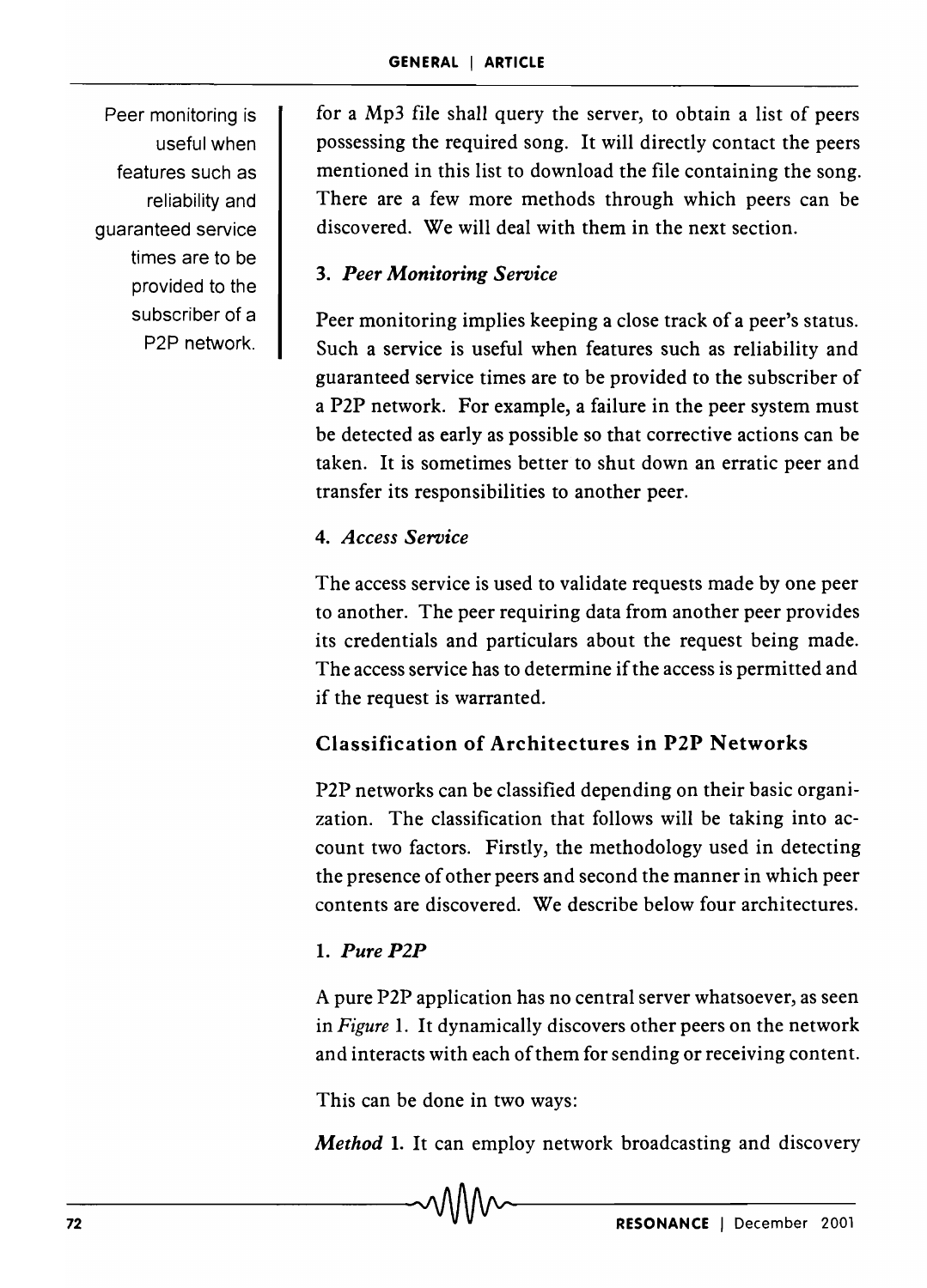for a Mp3 file shall query the server, to obtain a list of peers possessing the required song. It will directly contact the peers mentioned in this list to download the file containing the song. There are a few more methods through which peers can be discovered. We will deal with them in the next section.

Peer monitoring is useful when features such as reliability and guaranteed service times are to be provided to the subscriber of a P2P network.

### 3. *Peer Monitoring Service*

Peer monitoring implies keeping a close track of a peer's status. Such a service is useful when features such as reliability and guaranteed service times are to be provided to the subscriber of a P2P network. For example, a failure in the peer system must be detected as early as possible so that corrective actions can be taken. It is sometimes better to shut down an erratic peer and transfer its responsibilities to another peer.

### 4. *Access Service*

The access service is used to validate requests made by one peer to another. The peer requiring data from another peer provides its credentials and particulars about the request being made. The access service has to determine if the access is permitted and if the request is warranted.

## Classification of Architectures in P2P Networks

P2P networks can be classified depending on their basic organization. The classification that follows will be taking into account two factors. Firstly, the methodology used in detecting the presence of other peers and second the manner in which peer contents are discovered. We describe below four architectures.

### 1. *Pure P2P*

A pure P2P application has no central server whatsoever, as seen in *Figure* 1. It dynamically discovers other peers on the network and interacts with each of them for sending or receiving content.

This can be done in two ways:

***Method* 1.** It can employ network broadcasting and discovery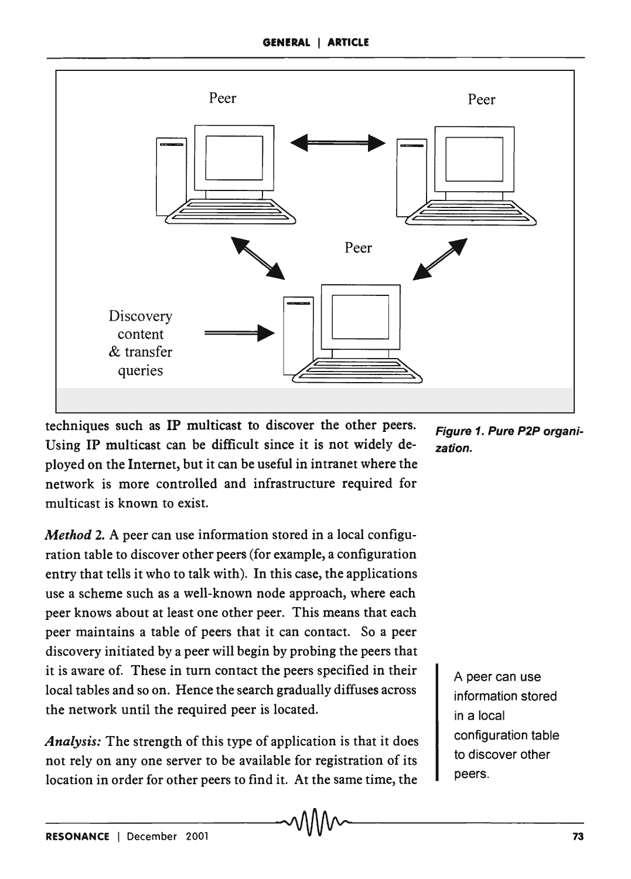Figure 1. Pure P2P organization.

techniques such as IP multicast to discover the other peers. Using IP multicast can be difficult since it is not widely deployed on the Internet, but it can be useful in intranet where the network is more controlled and infrastructure required for multicast is known to exist.

*Method* 2. A peer can use information stored in a local configuration table to discover other peers (for example, a configuration entry that tells it who to talk with). In this case, the applications use a scheme such as a well-known node approach, where each peer knows about at least one other peer. This means that each peer maintains a table of peers that it can contact. So a peer discovery initiated by a peer will begin by probing the peers that it is aware of. These in turn contact the peers specified in their local tables and so on. Hence the search gradually diffuses across the network until the required peer is located.

A peer can use information stored in a local configuration table to discover other peers.

*Analysis:* The strength of this type of application is that it does not rely on any one server to be available for registration of its location in order for other peers to find it. At the same time, the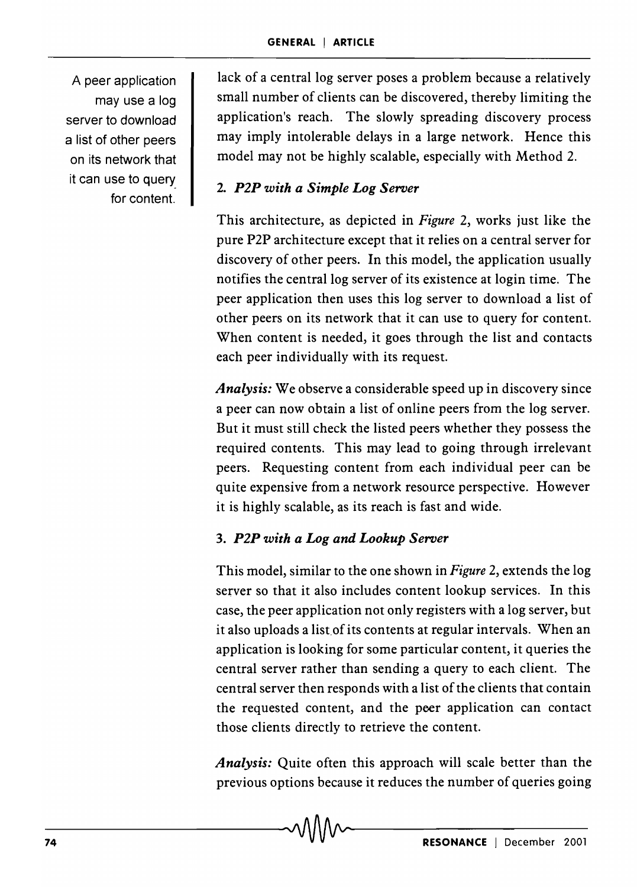lack of a central log server poses a problem because a relatively small number of clients can be discovered, thereby limiting the application's reach. The slowly spreading discovery process may imply intolerable delays in a large network. Hence this model may not be highly scalable, especially with Method 2.

A peer application may use a log server to download a list of other peers on its network that it can use to query for content.

### 2. *P2P with a Simple Log Server*

This architecture, as depicted in *Figure* 2, works just like the pure P2P architecture except that it relies on a central server for discovery of other peers. In this model, the application usually notifies the central log server of its existence at login time. The peer application then uses this log server to download a list of other peers on its network that it can use to query for content. When content is needed, it goes through the list and contacts each peer individually with its request.

***Analysis:*** We observe a considerable speed up in discovery since a peer can now obtain a list of online peers from the log server. But it must still check the listed peers whether they possess the required contents. This may lead to going through irrelevant peers. Requesting content from each individual peer can be quite expensive from a network resource perspective. However it is highly scalable, as its reach is fast and wide.

### 3. *P2P with a Log and Lookup Server*

This model, similar to the one shown in *Figure* 2, extends the log server so that it also includes content lookup services. In this case, the peer application not only registers with a log server, but it also uploads a list of its contents at regular intervals. When an application is looking for some particular content, it queries the central server rather than sending a query to each client. The central server then responds with a list of the clients that contain the requested content, and the peer application can contact those clients directly to retrieve the content.

***Analysis:*** Quite often this approach will scale better than the previous options because it reduces the number of queries going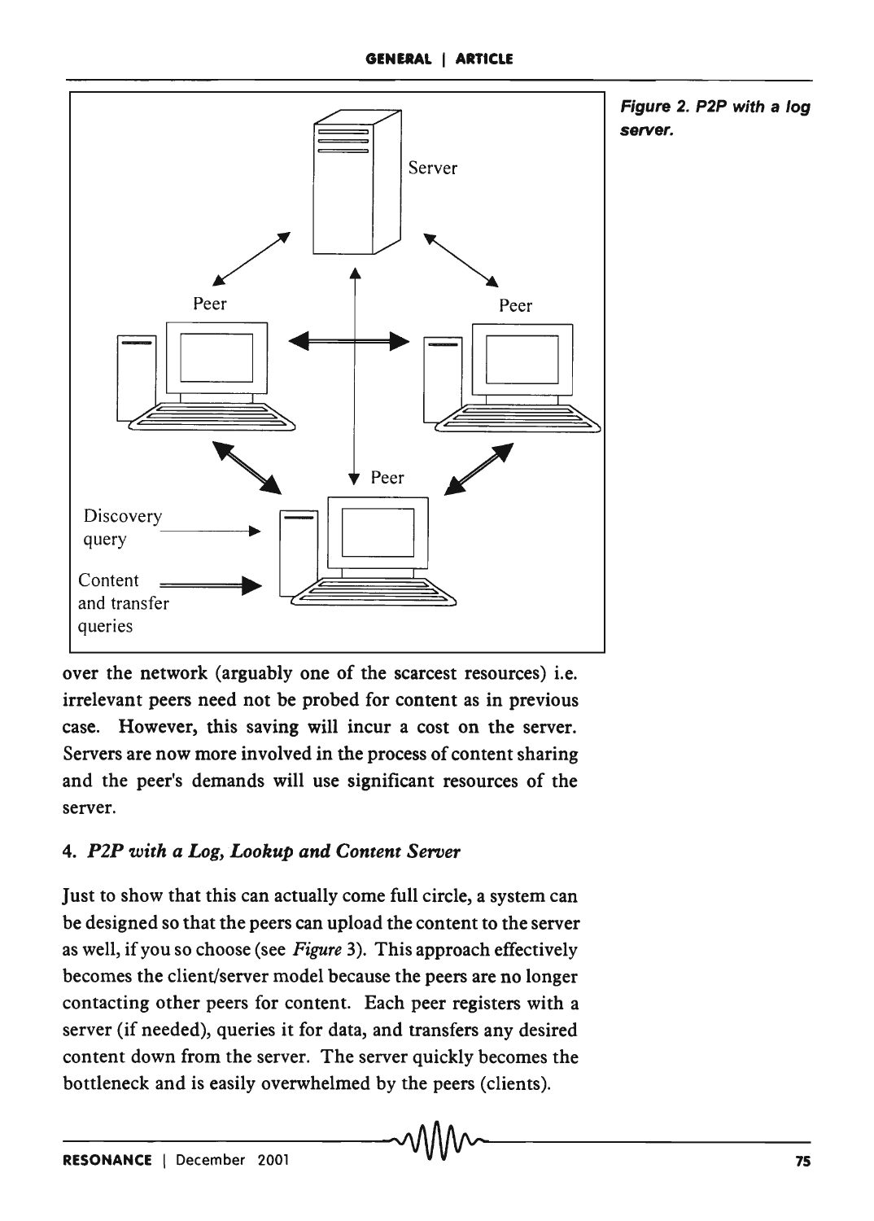Figure 2. P2P with a log server.

over the network (arguably one of the scarcest resources) i.e. irrelevant peers need not be probed for content as in previous case. However, this saving will incur a cost on the server. Servers are now more involved in the process of content sharing and the peer's demands will use significant resources of the server.

### 4. *P2P with a Log, Lookup and Content Server*

Just to show that this can actually come full circle, a system can be designed so that the peers can upload the content to the server as well, if you so choose (see *Figure* 3). This approach effectively becomes the client/server model because the peers are no longer contacting other peers for content. Each peer registers with a server (if needed), queries it for data, and transfers any desired content down from the server. The server quickly becomes the bottleneck and is easily overwhelmed by the peers (clients).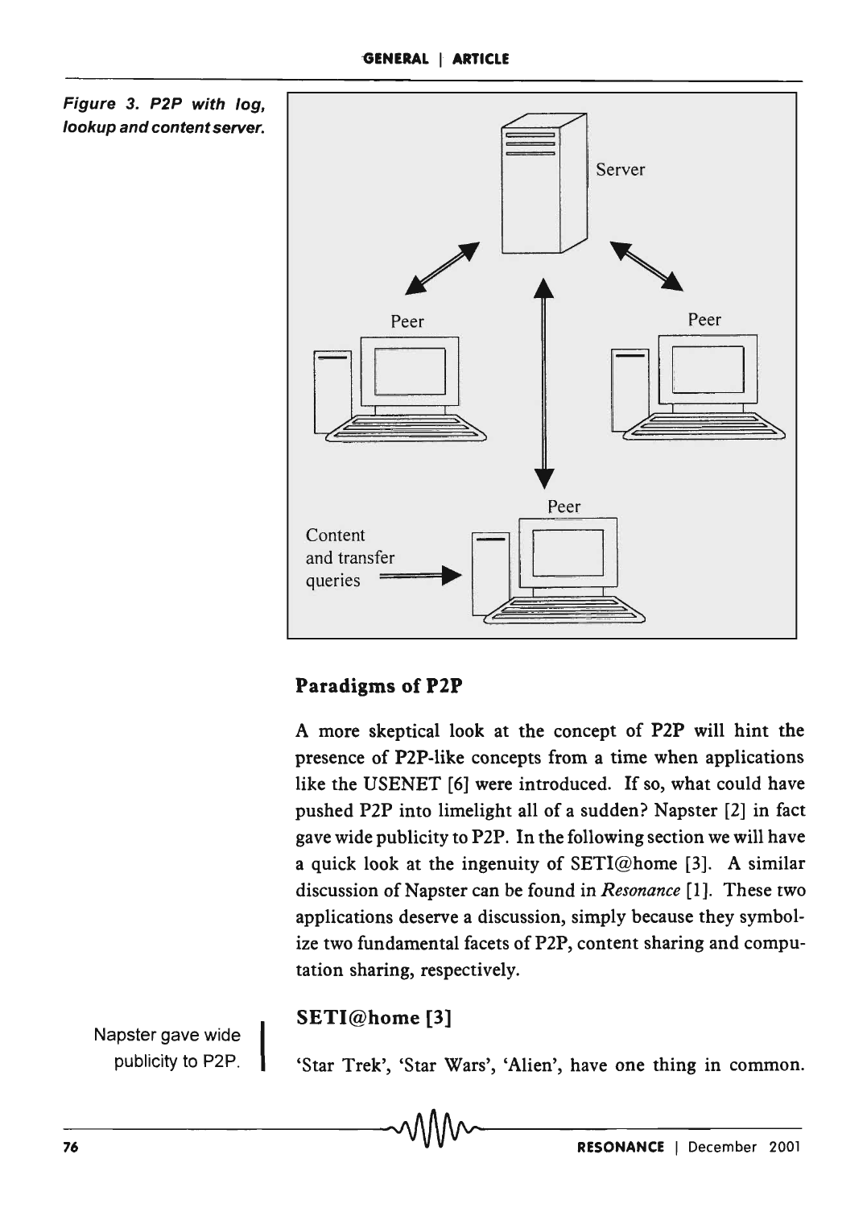Figure 3. P2P with log, lookup and content server.

## Paradigms of P2P

A more skeptical look at the concept of P2P will hint the presence of P2P-like concepts from a time when applications like the USENET [6] were introduced. If so, what could have pushed P2P into limelight all of a sudden? Napster [2] in fact gave wide publicity to P2P. In the following section we will have a quick look at the ingenuity of SETI@home [3]. A similar discussion of Napster can be found in *Resonance* [1]. These two applications deserve a discussion, simply because they symbolize two fundamental facets of P2P, content sharing and computation sharing, respectively.

Napster gave wide publicity to P2P.

### SETI@home [3]

'Star Trek', 'Star Wars', 'Alien', have one thing in common.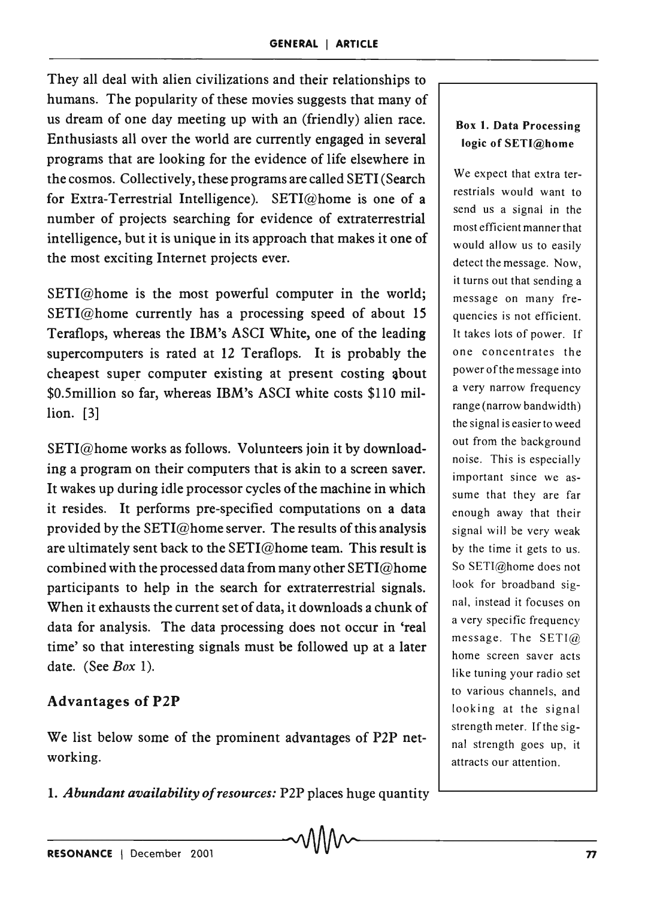They all deal with alien civilizations and their relationships to humans. The popularity of these movies suggests that many of us dream of one day meeting up with an (friendly) alien race. Enthusiasts all over the world are currently engaged in several programs that are looking for the evidence of life elsewhere in the cosmos. Collectively, these programs are called SETI (Search for Extra-Terrestrial Intelligence). SETI@home is one of a number of projects searching for evidence of extraterrestrial intelligence, but it is unique in its approach that makes it one of the most exciting Internet projects ever.

SETI@home is the most powerful computer in the world; SETI@home currently has a processing speed of about 15 Teraflops, whereas the IBM's ASCI White, one of the leading supercomputers is rated at 12 Teraflops. It is probably the cheapest super computer existing at present costing about $0.5million so far, whereas IBM's ASCI white costs $110 million. [3]

SETI@home works as follows. Volunteers join it by downloading a program on their computers that is akin to a screen saver. It wakes up during idle processor cycles of the machine in which it resides. It performs pre-specified computations on a data provided by the SETI@home server. The results of this analysis are ultimately sent back to the SETI@home team. This result is combined with the processed data from many other SETI@home participants to help in the search for extraterrestrial signals. When it exhausts the current set of data, it downloads a chunk of data for analysis. The data processing does not occur in 'real time' so that interesting signals must be followed up at a later date. (See *Box* 1).

> **Box 1. Data Processing logic of SETI@home**
>
> We expect that extra terrestrials would want to send us a signal in the most efficient manner that would allow us to easily detect the message. Now, it turns out that sending a message on many frequencies is not efficient. It takes lots of power. If one concentrates the power of the message into a very narrow frequency range (narrow bandwidth) the signal is easier to weed out from the background noise. This is especially important since we assume that they are far enough away that their signal will be very weak by the time it gets to us. So SETI@home does not look for broadband signal, instead it focuses on a very specific frequency message. The SETI@home screen saver acts like tuning your radio set to various channels, and looking at the signal strength meter. If the signal strength goes up, it attracts our attention.

## Advantages of P2P

We list below some of the prominent advantages of P2P networking.

1. ***Abundant availability of resources:*** P2P places huge quantity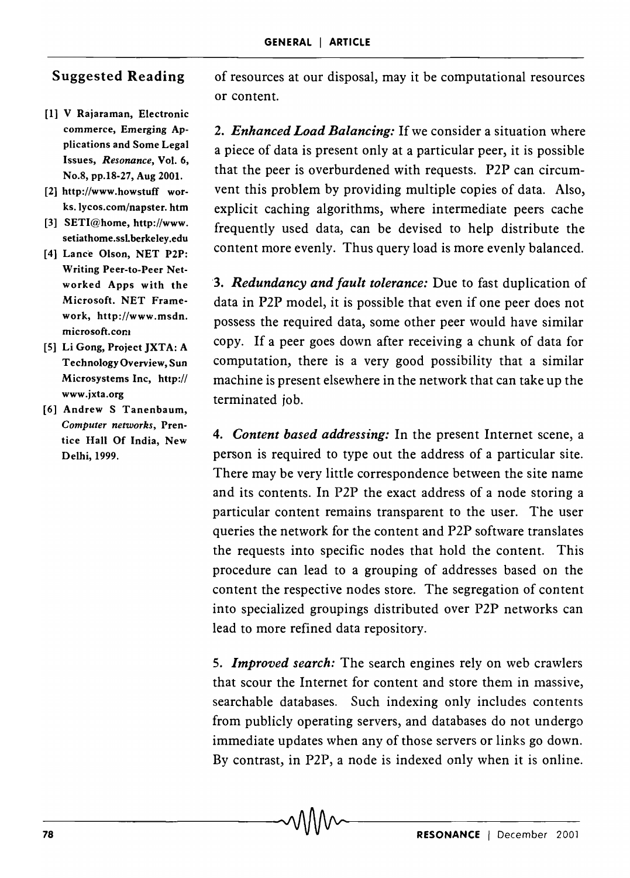of resources at our disposal, may it be computational resources or content.

2. ***Enhanced Load Balancing:*** If we consider a situation where a piece of data is present only at a particular peer, it is possible that the peer is overburdened with requests. P2P can circumvent this problem by providing multiple copies of data. Also, explicit caching algorithms, where intermediate peers cache frequently used data, can be devised to help distribute the content more evenly. Thus query load is more evenly balanced.

3. ***Redundancy and fault tolerance:*** Due to fast duplication of data in P2P model, it is possible that even if one peer does not possess the required data, some other peer would have similar copy. If a peer goes down after receiving a chunk of data for computation, there is a very good possibility that a similar machine is present elsewhere in the network that can take up the terminated job.

4. ***Content based addressing:*** In the present Internet scene, a person is required to type out the address of a particular site. There may be very little correspondence between the site name and its contents. In P2P the exact address of a node storing a particular content remains transparent to the user. The user queries the network for the content and P2P software translates the requests into specific nodes that hold the content. This procedure can lead to a grouping of addresses based on the content the respective nodes store. The segregation of content into specialized groupings distributed over P2P networks can lead to more refined data repository.

5. ***Improved search:*** The search engines rely on web crawlers that scour the Internet for content and store them in massive, searchable databases. Such indexing only includes contents from publicly operating servers, and databases do not undergo immediate updates when any of those servers or links go down. By contrast, in P2P, a node is indexed only when it is online.

## Suggested Reading

[1] V Rajaraman, Electronic commerce, Emerging Applications and Some Legal Issues, *Resonance*, Vol. 6, No.8, pp.18-27, Aug 2001.

[2] http://www.howstuff works.lycos.com/napster.htm

[3] SETI@home, http://www.setiathome.ssl.berkeley.edu

[4] Lance Olson, NET P2P: Writing Peer-to-Peer Networked Apps with the Microsoft. NET Framework, http://www.msdn.microsoft.com

[5] Li Gong, Project JXTA: A Technology Overview, Sun Microsystems Inc, http://www.jxta.org

[6] Andrew S Tanenbaum, *Computer networks*, Prentice Hall Of India, New Delhi, 1999.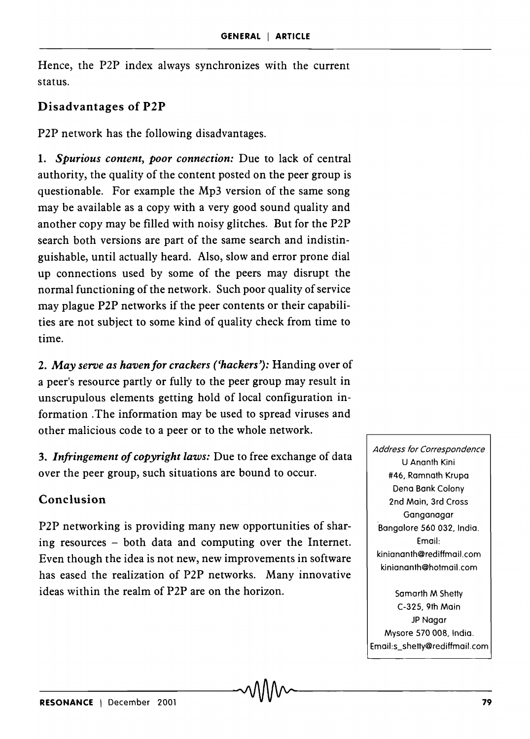Hence, the P2P index always synchronizes with the current status.

## Disadvantages of P2P

P2P network has the following disadvantages.

1. ***Spurious content, poor connection:*** Due to lack of central authority, the quality of the content posted on the peer group is questionable. For example the Mp3 version of the same song may be available as a copy with a very good sound quality and another copy may be filled with noisy glitches. But for the P2P search both versions are part of the same search and indistinguishable, until actually heard. Also, slow and error prone dial up connections used by some of the peers may disrupt the normal functioning of the network. Such poor quality of service may plague P2P networks if the peer contents or their capabilities are not subject to some kind of quality check from time to time.

2. ***May serve as haven for crackers ('hackers'):*** Handing over of a peer's resource partly or fully to the peer group may result in unscrupulous elements getting hold of local configuration information .The information may be used to spread viruses and other malicious code to a peer or to the whole network.

3. ***Infringement of copyright laws:*** Due to free exchange of data over the peer group, such situations are bound to occur.

## Conclusion

P2P networking is providing many new opportunities of sharing resources – both data and computing over the Internet. Even though the idea is not new, new improvements in software has eased the realization of P2P networks. Many innovative ideas within the realm of P2P are on the horizon.

*Address for Correspondence*
U Ananth Kini
#46, Ramnath Krupa
Dena Bank Colony
2nd Main, 3rd Cross
Ganganagar
Bangalore 560 032, India.
Email:
kiniananth@rediffmail.com
kiniananth@hotmail.com

Samarth M Shetty
C-325, 9th Main
JP Nagar
Mysore 570 008, India.
Email:s_shetty@rediffmail.com